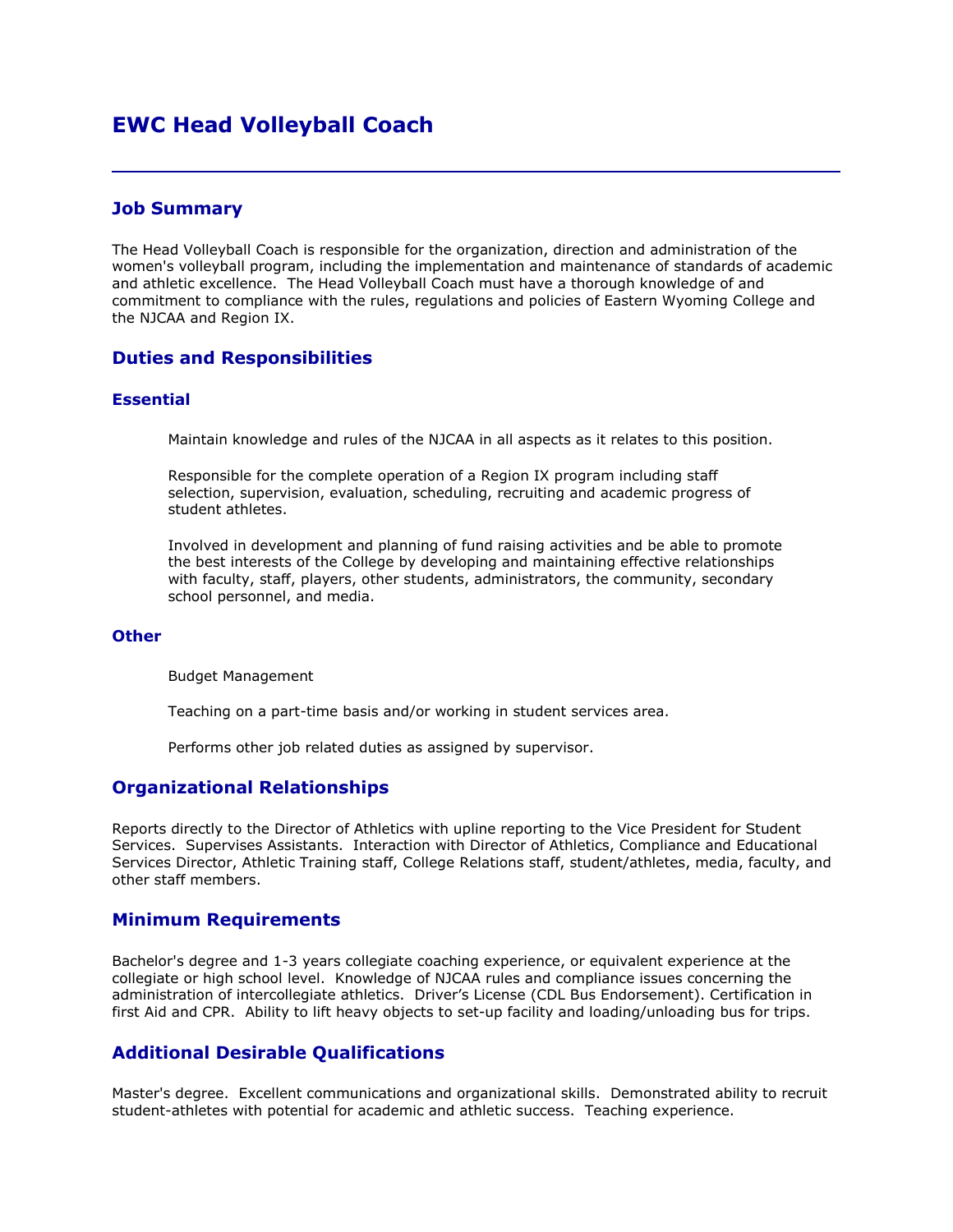# EWC Head Volleyball Coach

---

## Job Summary

The Head Volleyball Coach is responsible for the organization, direction and administration of the women's volleyball program, including the implementation and maintenance of standards of academic and athletic excellence. The Head Volleyball Coach must have a thorough knowledge of and commitment to compliance with the rules, regulations and policies of Eastern Wyoming College and the NJCAA and Region IX.

## Duties and Responsibilities

### Essential

Maintain knowledge and rules of the NJCAA in all aspects as it relates to this position.

Responsible for the complete operation of a Region IX program including staff selection, supervision, evaluation, scheduling, recruiting and academic progress of student athletes.

Involved in development and planning of fund raising activities and be able to promote the best interests of the College by developing and maintaining effective relationships with faculty, staff, players, other students, administrators, the community, secondary school personnel, and media.

### Other

Budget Management

Teaching on a part-time basis and/or working in student services area.

Performs other job related duties as assigned by supervisor.

## Organizational Relationships

Reports directly to the Director of Athletics with upline reporting to the Vice President for Student Services. Supervises Assistants. Interaction with Director of Athletics, Compliance and Educational Services Director, Athletic Training staff, College Relations staff, student/athletes, media, faculty, and other staff members.

## Minimum Requirements

Bachelor's degree and 1-3 years collegiate coaching experience, or equivalent experience at the collegiate or high school level. Knowledge of NJCAA rules and compliance issues concerning the administration of intercollegiate athletics. Driver's License (CDL Bus Endorsement). Certification in first Aid and CPR. Ability to lift heavy objects to set-up facility and loading/unloading bus for trips.

## Additional Desirable Qualifications

Master's degree. Excellent communications and organizational skills. Demonstrated ability to recruit student-athletes with potential for academic and athletic success. Teaching experience.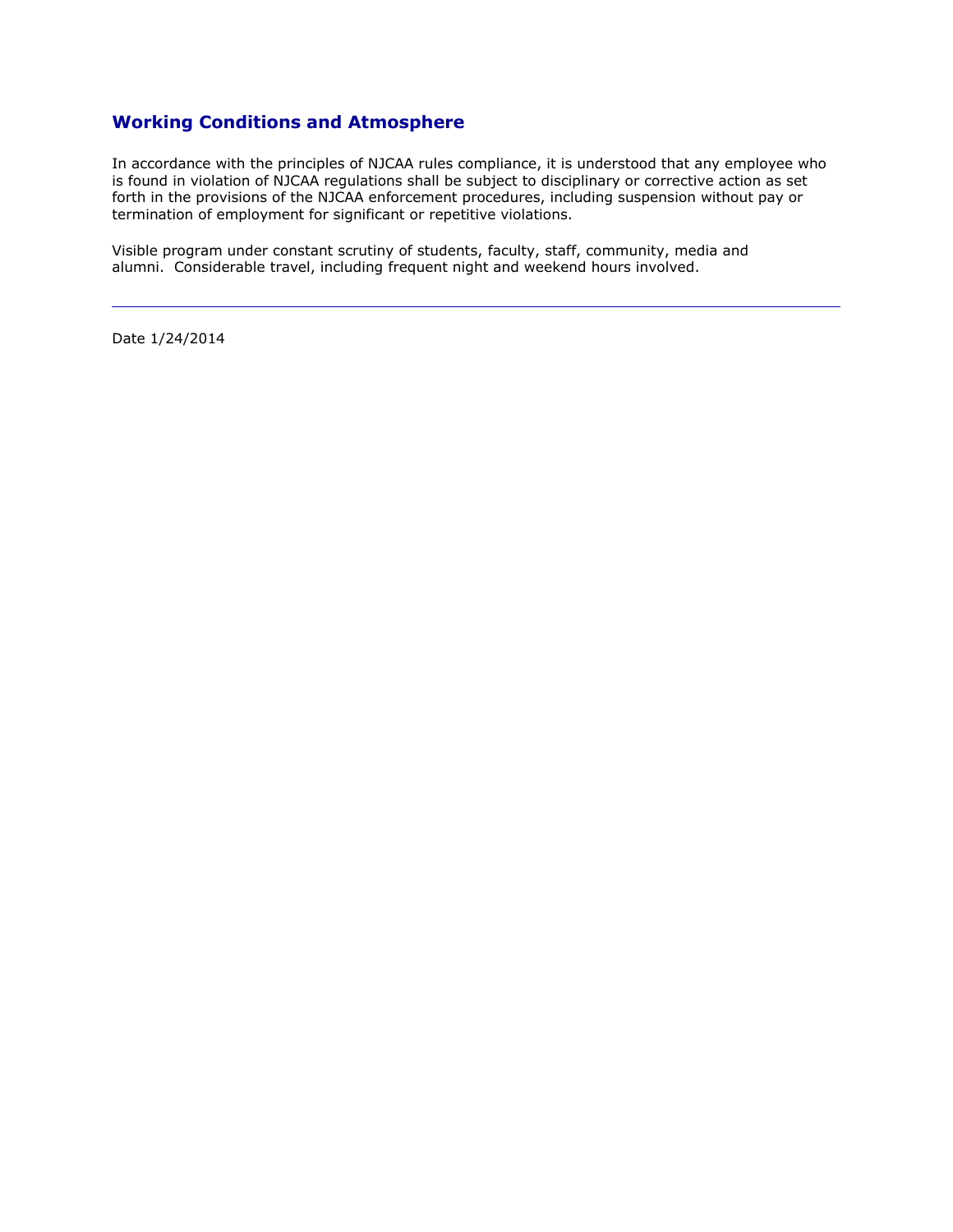## Working Conditions and Atmosphere

In accordance with the principles of NJCAA rules compliance, it is understood that any employee who is found in violation of NJCAA regulations shall be subject to disciplinary or corrective action as set forth in the provisions of the NJCAA enforcement procedures, including suspension without pay or termination of employment for significant or repetitive violations.

Visible program under constant scrutiny of students, faculty, staff, community, media and alumni. Considerable travel, including frequent night and weekend hours involved.

---

Date 1/24/2014